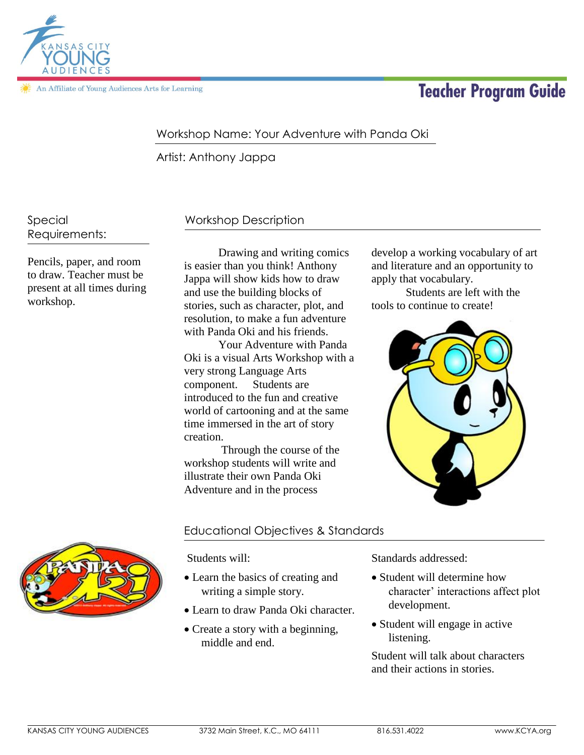Kansas City Young Audiences

An Affiliate of Young Audiences Arts for Learning

# Teacher Program Guide

Workshop Name: Your Adventure with Panda Oki

Artist: Anthony Jappa

## Special Requirements:

Pencils, paper, and room to draw. Teacher must be present at all times during workshop.

## Workshop Description

Drawing and writing comics is easier than you think! Anthony Jappa will show kids how to draw and use the building blocks of stories, such as character, plot, and resolution, to make a fun adventure with Panda Oki and his friends.

Your Adventure with Panda Oki is a visual Arts Workshop with a very strong Language Arts component. Students are introduced to the fun and creative world of cartooning and at the same time immersed in the art of story creation.

Through the course of the workshop students will write and illustrate their own Panda Oki Adventure and in the process develop a working vocabulary of art and literature and an opportunity to apply that vocabulary.

Students are left with the tools to continue to create!

## Educational Objectives & Standards

Students will:

- Learn the basics of creating and writing a simple story.
- Learn to draw Panda Oki character.
- Create a story with a beginning, middle and end.

Standards addressed:

- Student will determine how character' interactions affect plot development.
- Student will engage in active listening.

Student will talk about characters and their actions in stories.

KANSAS CITY YOUNG AUDIENCES | 3732 Main Street, K.C., MO 64111 | 816.531.4022 | www.KCYA.org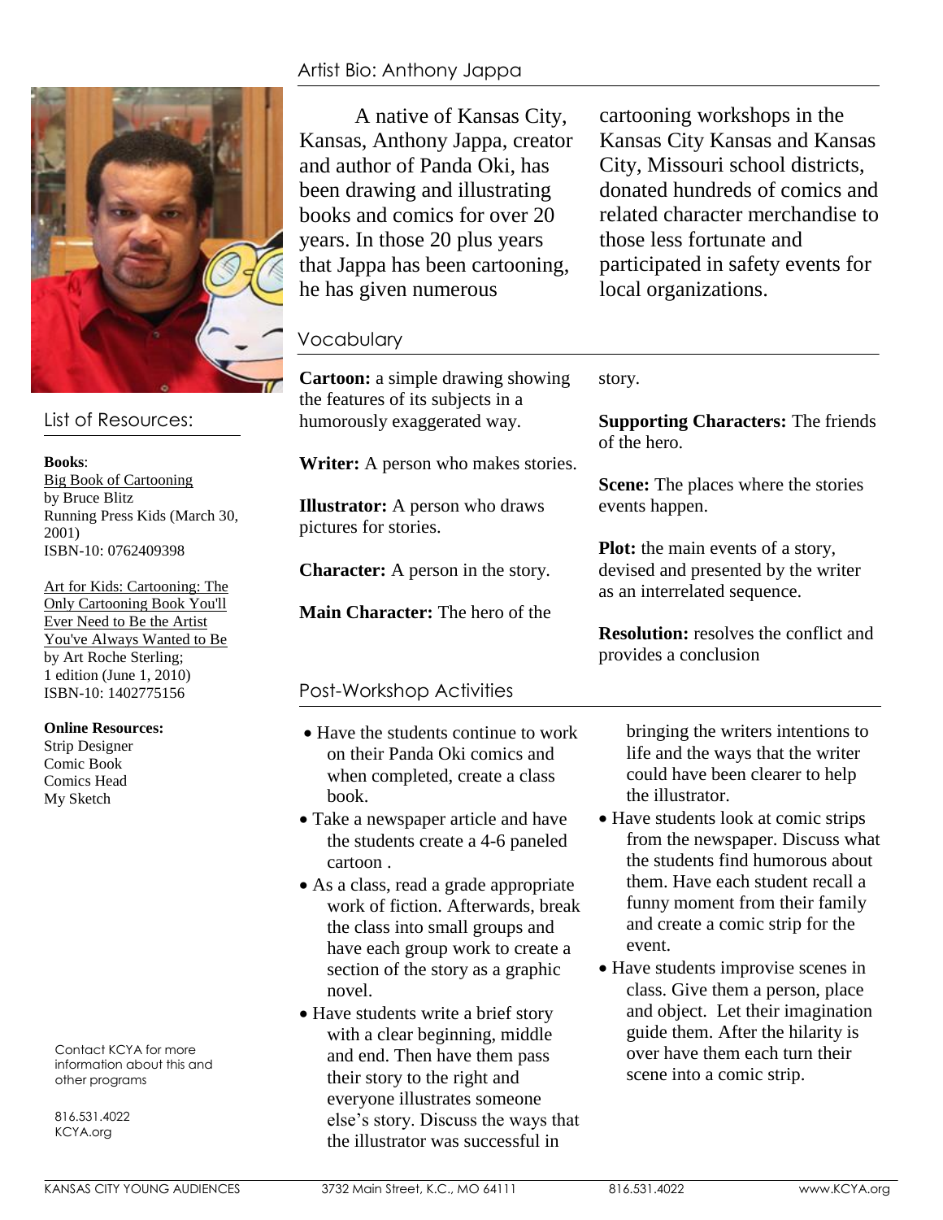## Artist Bio: Anthony Jappa

A native of Kansas City, Kansas, Anthony Jappa, creator and author of Panda Oki, has been drawing and illustrating books and comics for over 20 years. In those 20 plus years that Jappa has been cartooning, he has given numerous cartooning workshops in the Kansas City Kansas and Kansas City, Missouri school districts, donated hundreds of comics and related character merchandise to those less fortunate and participated in safety events for local organizations.

## List of Resources:

**Books**:

Big Book of Cartooning
by Bruce Blitz
Running Press Kids (March 30, 2001)
ISBN-10: 0762409398

Art for Kids: Cartooning: The Only Cartooning Book You'll Ever Need to Be the Artist You've Always Wanted to Be
by Art Roche Sterling;
1 edition (June 1, 2010)
ISBN-10: 1402775156

**Online Resources:**

Strip Designer
Comic Book
Comics Head
My Sketch

Contact KCYA for more information about this and other programs

816.531.4022
KCYA.org

## Vocabulary

**Cartoon:** a simple drawing showing the features of its subjects in a humorously exaggerated way.

**Writer:** A person who makes stories.

**Illustrator:** A person who draws pictures for stories.

**Character:** A person in the story.

**Main Character:** The hero of the story.

**Supporting Characters:** The friends of the hero.

**Scene:** The places where the stories events happen.

**Plot:** the main events of a story, devised and presented by the writer as an interrelated sequence.

**Resolution:** resolves the conflict and provides a conclusion

## Post-Workshop Activities

- Have the students continue to work on their Panda Oki comics and when completed, create a class book.
- Take a newspaper article and have the students create a 4-6 paneled cartoon .
- As a class, read a grade appropriate work of fiction. Afterwards, break the class into small groups and have each group work to create a section of the story as a graphic novel.
- Have students write a brief story with a clear beginning, middle and end. Then have them pass their story to the right and everyone illustrates someone else's story. Discuss the ways that the illustrator was successful in bringing the writers intentions to life and the ways that the writer could have been clearer to help the illustrator.
- Have students look at comic strips from the newspaper. Discuss what the students find humorous about them. Have each student recall a funny moment from their family and create a comic strip for the event.
- Have students improvise scenes in class. Give them a person, place and object. Let their imagination guide them. After the hilarity is over have them each turn their scene into a comic strip.